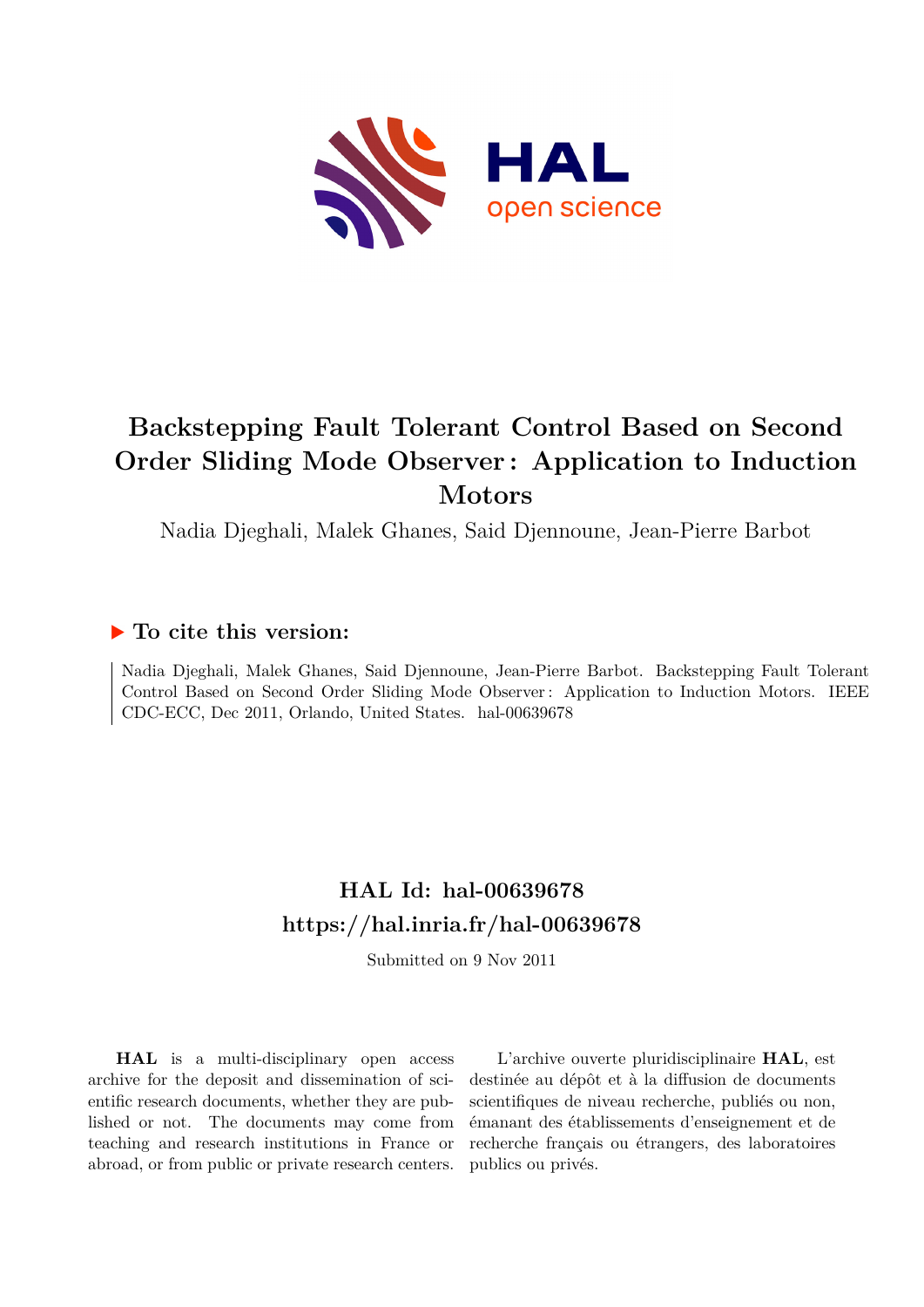# Backstepping Fault Tolerant Control Based on Second Order Sliding Mode Observer : Application to Induction Motors

Nadia Djeghali, Malek Ghanes, Said Djennoune, Jean-Pierre Barbot

## ▶ To cite this version:

Nadia Djeghali, Malek Ghanes, Said Djennoune, Jean-Pierre Barbot. Backstepping Fault Tolerant Control Based on Second Order Sliding Mode Observer : Application to Induction Motors. IEEE CDC-ECC, Dec 2011, Orlando, United States. hal-00639678

## HAL Id: hal-00639678
## https://hal.inria.fr/hal-00639678

Submitted on 9 Nov 2011

**HAL** is a multi-disciplinary open access archive for the deposit and dissemination of scientific research documents, whether they are published or not. The documents may come from teaching and research institutions in France or abroad, or from public or private research centers.

L'archive ouverte pluridisciplinaire **HAL**, est destinée au dépôt et à la diffusion de documents scientifiques de niveau recherche, publiés ou non, émanant des établissements d'enseignement et de recherche français ou étrangers, des laboratoires publics ou privés.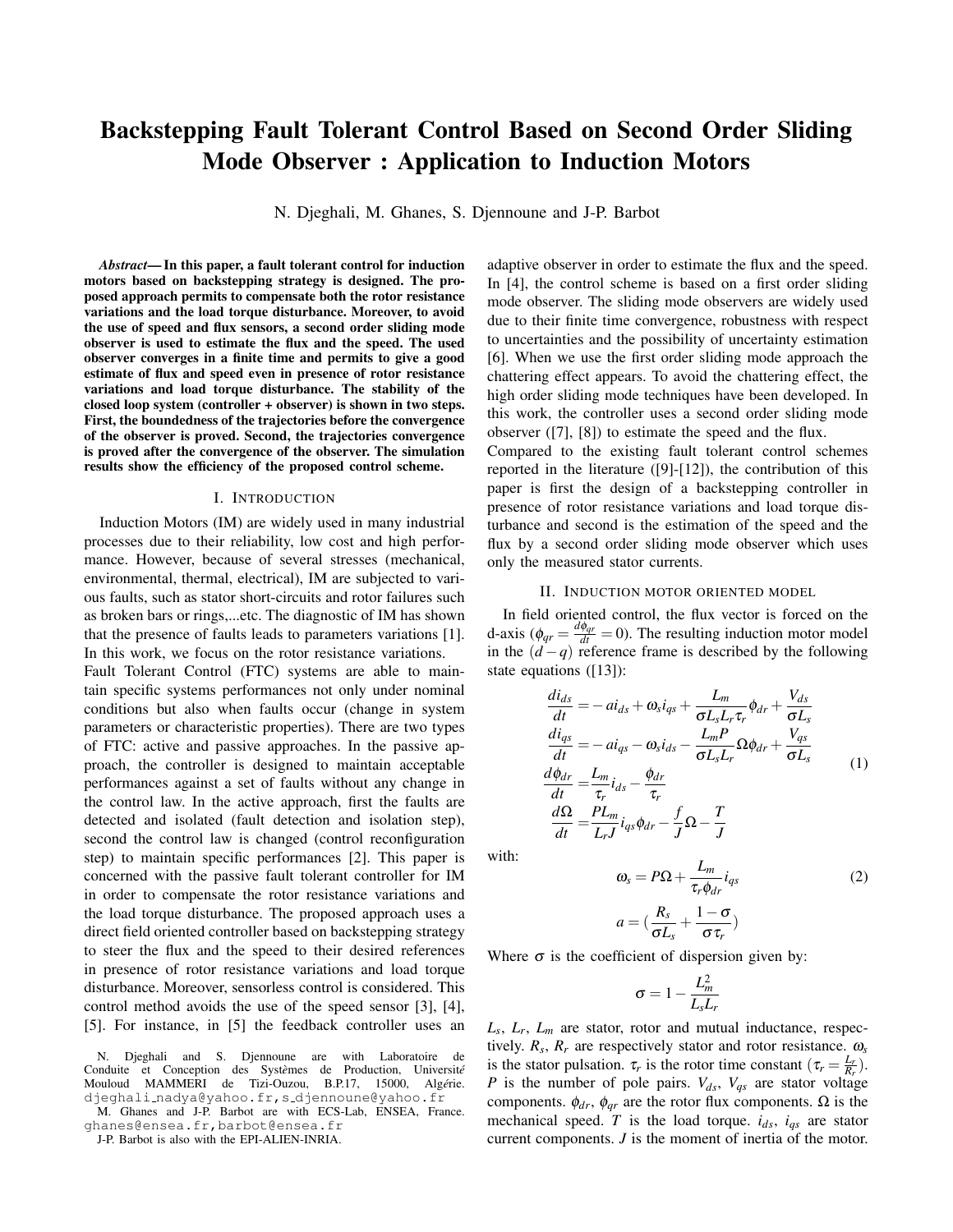# Backstepping Fault Tolerant Control Based on Second Order Sliding Mode Observer : Application to Induction Motors

N. Djeghali, M. Ghanes, S. Djennoune and J-P. Barbot

***Abstract*— In this paper, a fault tolerant control for induction motors based on backstepping strategy is designed. The proposed approach permits to compensate both the rotor resistance variations and the load torque disturbance. Moreover, to avoid the use of speed and flux sensors, a second order sliding mode observer is used to estimate the flux and the speed. The used observer converges in a finite time and permits to give a good estimate of flux and speed even in presence of rotor resistance variations and load torque disturbance. The stability of the closed loop system (controller + observer) is shown in two steps. First, the boundedness of the trajectories before the convergence of the observer is proved. Second, the trajectories convergence is proved after the convergence of the observer. The simulation results show the efficiency of the proposed control scheme.**

## I. Introduction

Induction Motors (IM) are widely used in many industrial processes due to their reliability, low cost and high performance. However, because of several stresses (mechanical, environmental, thermal, electrical), IM are subjected to various faults, such as stator short-circuits and rotor failures such as broken bars or rings,...etc. The diagnostic of IM has shown that the presence of faults leads to parameters variations [1]. In this work, we focus on the rotor resistance variations.

Fault Tolerant Control (FTC) systems are able to maintain specific systems performances not only under nominal conditions but also when faults occur (change in system parameters or characteristic properties). There are two types of FTC: active and passive approaches. In the passive approach, the controller is designed to maintain acceptable performances against a set of faults without any change in the control law. In the active approach, first the faults are detected and isolated (fault detection and isolation step), second the control law is changed (control reconfiguration step) to maintain specific performances [2]. This paper is concerned with the passive fault tolerant controller for IM in order to compensate the rotor resistance variations and the load torque disturbance. The proposed approach uses a direct field oriented controller based on backstepping strategy to steer the flux and the speed to their desired references in presence of rotor resistance variations and load torque disturbance. Moreover, sensorless control is considered. This control method avoids the use of the speed sensor [3], [4], [5]. For instance, in [5] the feedback controller uses an adaptive observer in order to estimate the flux and the speed. In [4], the control scheme is based on a first order sliding mode observer. The sliding mode observers are widely used due to their finite time convergence, robustness with respect to uncertainties and the possibility of uncertainty estimation [6]. When we use the first order sliding mode approach the chattering effect appears. To avoid the chattering effect, the high order sliding mode techniques have been developed. In this work, the controller uses a second order sliding mode observer ([7], [8]) to estimate the speed and the flux.

Compared to the existing fault tolerant control schemes reported in the literature ([9]-[12]), the contribution of this paper is first the design of a backstepping controller in presence of rotor resistance variations and load torque disturbance and second is the estimation of the speed and the flux by a second order sliding mode observer which uses only the measured stator currents.

N. Djeghali and S. Djennoune are with Laboratoire de Conduite et Conception des Systèmes de Production, Université Mouloud MAMMERI de Tizi-Ouzou, B.P.17, 15000, Algérie. djeghali_nadya@yahoo.fr, s_djennoune@yahoo.fr

M. Ghanes and J-P. Barbot are with ECS-Lab, ENSEA, France. ghanes@ensea.fr, barbot@ensea.fr

J-P. Barbot is also with the EPI-ALIEN-INRIA.

## II. Induction motor oriented model

In field oriented control, the flux vector is forced on the d-axis ($\phi_{qr} = \frac{d\phi_{qr}}{dt} = 0$). The resulting induction motor model in the $(d-q)$ reference frame is described by the following state equations ([13]):

$$
\begin{aligned}
\frac{di_{ds}}{dt} &= -ai_{ds} + \omega_s i_{qs} + \frac{L_m}{\sigma L_s L_r \tau_r}\phi_{dr} + \frac{V_{ds}}{\sigma L_s} \\
\frac{di_{qs}}{dt} &= -ai_{qs} - \omega_s i_{ds} - \frac{L_m P}{\sigma L_s L_r}\Omega\phi_{dr} + \frac{V_{qs}}{\sigma L_s} \\
\frac{d\phi_{dr}}{dt} &= \frac{L_m}{\tau_r} i_{ds} - \frac{\phi_{dr}}{\tau_r} \\
\frac{d\Omega}{dt} &= \frac{PL_m}{L_r J} i_{qs}\phi_{dr} - \frac{f}{J}\Omega - \frac{T}{J}
\end{aligned}
\tag{1}
$$

with:

$$
\omega_s = P\Omega + \frac{L_m}{\tau_r \phi_{dr}} i_{qs} \tag{2}
$$

$$
a = \left(\frac{R_s}{\sigma L_s} + \frac{1-\sigma}{\sigma \tau_r}\right)
$$

Where $\sigma$ is the coefficient of dispersion given by:

$$
\sigma = 1 - \frac{L_m^2}{L_s L_r}
$$

$L_s$, $L_r$, $L_m$ are stator, rotor and mutual inductance, respectively. $R_s$, $R_r$ are respectively stator and rotor resistance. $\omega_s$ is the stator pulsation. $\tau_r$ is the rotor time constant ($\tau_r = \frac{L_r}{R_r}$). $P$ is the number of pole pairs. $V_{ds}$, $V_{qs}$ are stator voltage components. $\phi_{dr}$, $\phi_{qr}$ are the rotor flux components. $\Omega$ is the mechanical speed. $T$ is the load torque. $i_{ds}$, $i_{qs}$ are stator current components. $J$ is the moment of inertia of the motor.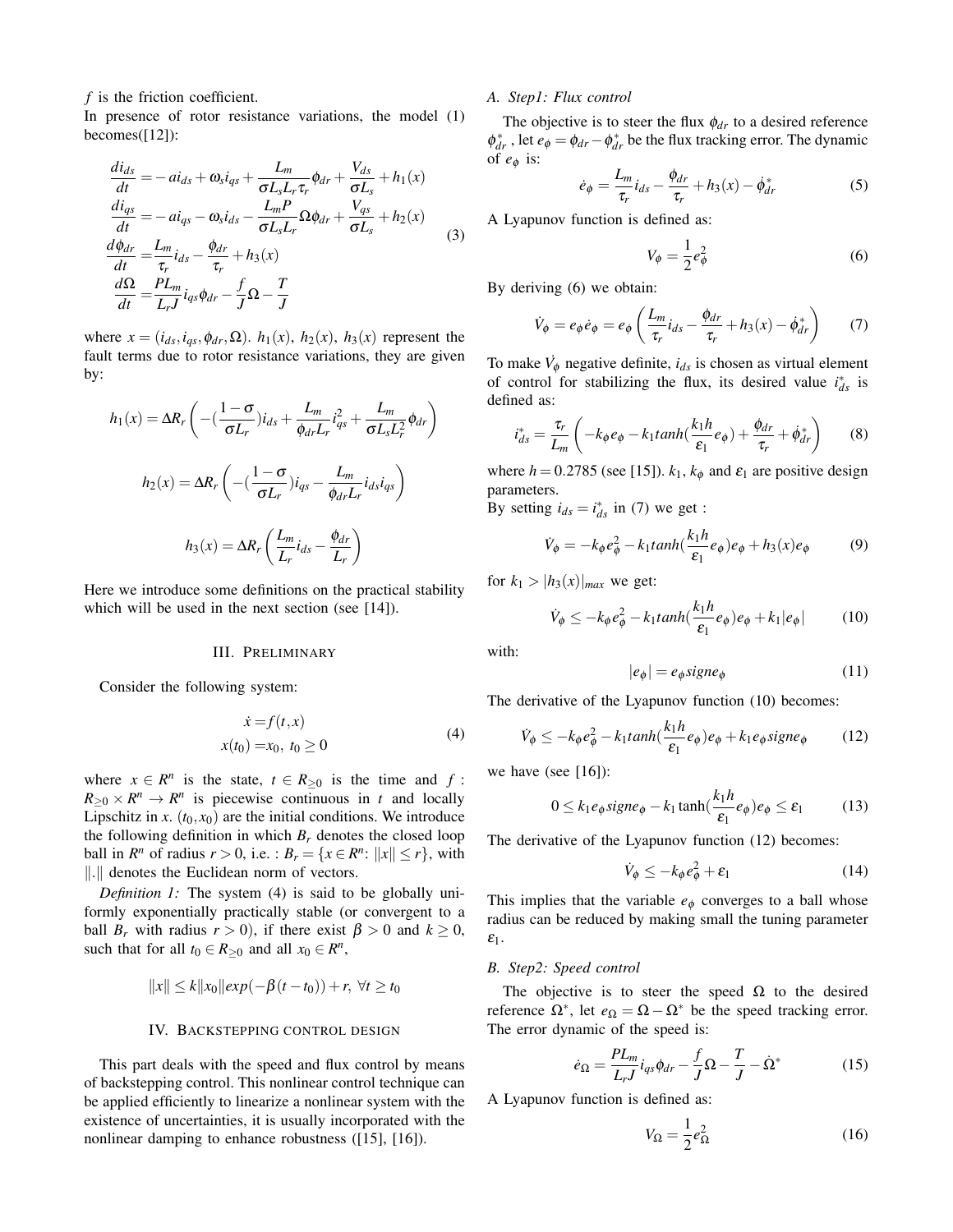$f$ is the friction coefficient.

In presence of rotor resistance variations, the model (1) becomes([12]):

$$
\begin{aligned}
\frac{di_{ds}}{dt} &= -ai_{ds} + \omega_s i_{qs} + \frac{L_m}{\sigma L_s L_r \tau_r}\phi_{dr} + \frac{V_{ds}}{\sigma L_s} + h_1(x) \\
\frac{di_{qs}}{dt} &= -ai_{qs} - \omega_s i_{ds} - \frac{L_m P}{\sigma L_s L_r}\Omega\phi_{dr} + \frac{V_{qs}}{\sigma L_s} + h_2(x) \\
\frac{d\phi_{dr}}{dt} &= \frac{L_m}{\tau_r} i_{ds} - \frac{\phi_{dr}}{\tau_r} + h_3(x) \\
\frac{d\Omega}{dt} &= \frac{PL_m}{L_r J} i_{qs}\phi_{dr} - \frac{f}{J}\Omega - \frac{T}{J}
\end{aligned}
\tag{3}
$$

where $x = (i_{ds}, i_{qs}, \phi_{dr}, \Omega)$. $h_1(x)$, $h_2(x)$, $h_3(x)$ represent the fault terms due to rotor resistance variations, they are given by:

$$
h_1(x) = \Delta R_r \left( -(\frac{1-\sigma}{\sigma L_r}) i_{ds} + \frac{L_m}{\phi_{dr} L_r} i_{qs}^2 + \frac{L_m}{\sigma L_s L_r^2}\phi_{dr} \right)
$$

$$
h_2(x) = \Delta R_r \left( -(\frac{1-\sigma}{\sigma L_r}) i_{qs} - \frac{L_m}{\phi_{dr} L_r} i_{ds} i_{qs} \right)
$$

$$
h_3(x) = \Delta R_r \left( \frac{L_m}{L_r} i_{ds} - \frac{\phi_{dr}}{L_r} \right)
$$

Here we introduce some definitions on the practical stability which will be used in the next section (see [14]).

## III. Preliminary

Consider the following system:

$$
\begin{aligned}
\dot{x} &= f(t,x) \\
x(t_0) &= x_0,\ t_0 \geq 0
\end{aligned}
\tag{4}
$$

where $x \in R^n$ is the state, $t \in R_{\geq 0}$ is the time and $f : R_{\geq 0} \times R^n \rightarrow R^n$ is piecewise continuous in $t$ and locally Lipschitz in $x$. $(t_0, x_0)$ are the initial conditions. We introduce the following definition in which $B_r$ denotes the closed loop ball in $R^n$ of radius $r > 0$, i.e. : $B_r = \{x \in R^n \colon \|x\| \leq r\}$, with $\|.\|$ denotes the Euclidean norm of vectors.

*Definition 1:* The system (4) is said to be globally uniformly exponentially practically stable (or convergent to a ball $B_r$ with radius $r > 0$), if there exist $\beta > 0$ and $k \geq 0$, such that for all $t_0 \in R_{\geq 0}$ and all $x_0 \in R^n$,

$$
\|x\| \leq k\|x_0\| exp(-\beta(t - t_0)) + r,\ \forall t \geq t_0
$$

## IV. Backstepping control design

This part deals with the speed and flux control by means of backstepping control. This nonlinear control technique can be applied efficiently to linearize a nonlinear system with the existence of uncertainties, it is usually incorporated with the nonlinear damping to enhance robustness ([15], [16]).

### A. Step1: Flux control

The objective is to steer the flux $\phi_{dr}$ to a desired reference $\phi_{dr}^*$ , let $e_\phi = \phi_{dr} - \phi_{dr}^*$ be the flux tracking error. The dynamic of $e_\phi$ is:

$$
\dot{e}_\phi = \frac{L_m}{\tau_r} i_{ds} - \frac{\phi_{dr}}{\tau_r} + h_3(x) - \dot{\phi}_{dr}^* \tag{5}
$$

A Lyapunov function is defined as:

$$
V_\phi = \frac{1}{2} e_\phi^2 \tag{6}
$$

By deriving (6) we obtain:

$$
\dot{V}_\phi = e_\phi \dot{e}_\phi = e_\phi \left( \frac{L_m}{\tau_r} i_{ds} - \frac{\phi_{dr}}{\tau_r} + h_3(x) - \dot{\phi}_{dr}^* \right) \tag{7}
$$

To make $\dot{V}_\phi$ negative definite, $i_{ds}$ is chosen as virtual element of control for stabilizing the flux, its desired value $i_{ds}^*$ is defined as:

$$
i_{ds}^* = \frac{\tau_r}{L_m} \left( -k_\phi e_\phi - k_1 tanh(\frac{k_1 h}{\varepsilon_1} e_\phi) + \frac{\phi_{dr}}{\tau_r} + \dot{\phi}_{dr}^* \right) \tag{8}
$$

where $h = 0.2785$ (see [15]). $k_1$, $k_\phi$ and $\varepsilon_1$ are positive design parameters.

By setting $i_{ds} = i_{ds}^*$ in (7) we get :

$$
\dot{V}_\phi = -k_\phi e_\phi^2 - k_1 tanh(\frac{k_1 h}{\varepsilon_1} e_\phi) e_\phi + h_3(x) e_\phi \tag{9}
$$

for $k_1 > |h_3(x)|_{max}$ we get:

$$
\dot{V}_\phi \leq -k_\phi e_\phi^2 - k_1 tanh(\frac{k_1 h}{\varepsilon_1} e_\phi) e_\phi + k_1 |e_\phi| \tag{10}
$$

with:

$$
|e_\phi| = e_\phi signe_\phi \tag{11}
$$

The derivative of the Lyapunov function (10) becomes:

$$
\dot{V}_\phi \leq -k_\phi e_\phi^2 - k_1 tanh(\frac{k_1 h}{\varepsilon_1} e_\phi) e_\phi + k_1 e_\phi signe_\phi \tag{12}
$$

we have (see [16]):

$$
0 \leq k_1 e_\phi signe_\phi - k_1 \tanh(\frac{k_1 h}{\varepsilon_1} e_\phi) e_\phi \leq \varepsilon_1 \tag{13}
$$

The derivative of the Lyapunov function (12) becomes:

$$
\dot{V}_\phi \leq -k_\phi e_\phi^2 + \varepsilon_1 \tag{14}
$$

This implies that the variable $e_\phi$ converges to a ball whose radius can be reduced by making small the tuning parameter $\varepsilon_1$.

### B. Step2: Speed control

The objective is to steer the speed $\Omega$ to the desired reference $\Omega^*$, let $e_\Omega = \Omega - \Omega^*$ be the speed tracking error. The error dynamic of the speed is:

$$
\dot{e}_\Omega = \frac{PL_m}{L_r J} i_{qs}\phi_{dr} - \frac{f}{J}\Omega - \frac{T}{J} - \dot{\Omega}^* \tag{15}
$$

A Lyapunov function is defined as:

$$
V_\Omega = \frac{1}{2} e_\Omega^2 \tag{16}
$$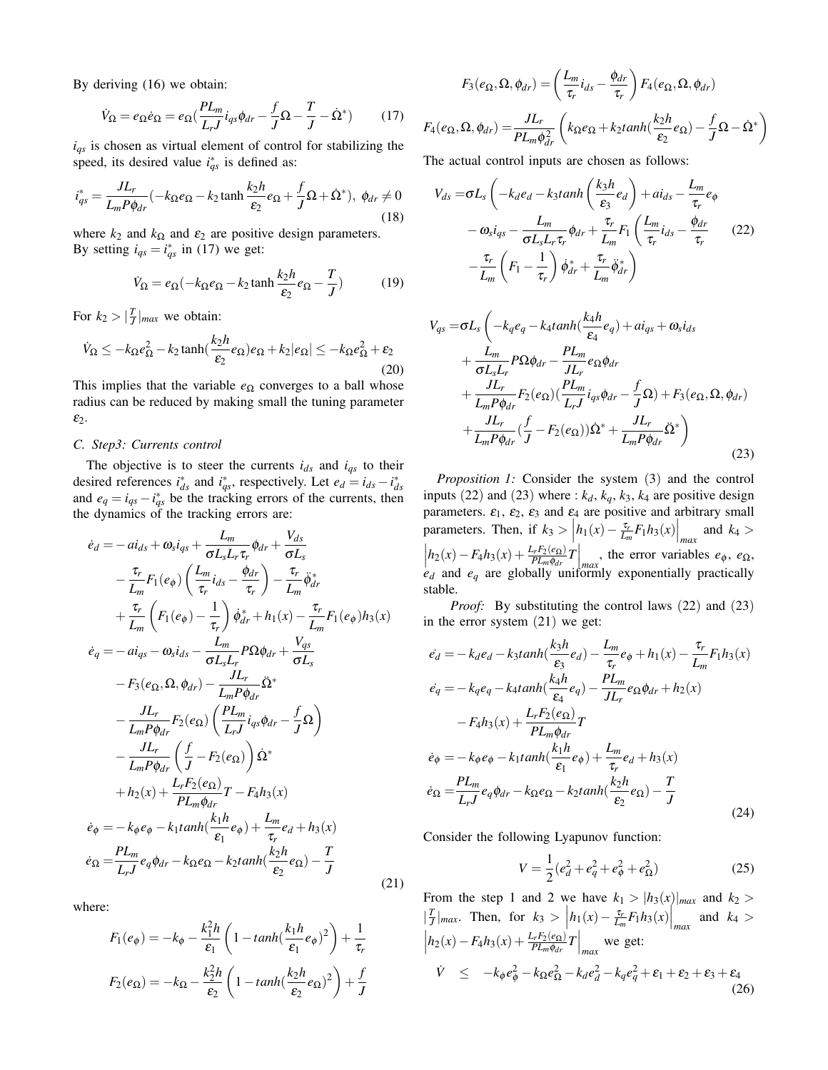By deriving (16) we obtain:

$$\dot{V}_\Omega = e_\Omega \dot{e}_\Omega = e_\Omega\left(\frac{PL_m}{L_r J} i_{qs}\phi_{dr} - \frac{f}{J}\Omega - \frac{T}{J} - \dot{\Omega}^*\right) \tag{17}$$

$i_{qs}$ is chosen as virtual element of control for stabilizing the speed, its desired value $i_{qs}^*$ is defined as:

$$i_{qs}^* = \frac{JL_r}{L_m P \phi_{dr}}\left(-k_\Omega e_\Omega - k_2 \tanh\frac{k_2 h}{\varepsilon_2} e_\Omega + \frac{f}{J}\Omega + \dot{\Omega}^*\right),\ \phi_{dr} \neq 0 \tag{18}$$

where $k_2$ and $k_\Omega$ and $\varepsilon_2$ are positive design parameters.
By setting $i_{qs} = i_{qs}^*$ in (17) we get:

$$\dot{V}_\Omega = e_\Omega\left(-k_\Omega e_\Omega - k_2 \tanh\frac{k_2 h}{\varepsilon_2} e_\Omega - \frac{T}{J}\right) \tag{19}$$

For $k_2 > |\frac{T}{J}|_{max}$ we obtain:

$$\dot{V}_\Omega \leq -k_\Omega e_\Omega^2 - k_2 \tanh\left(\frac{k_2 h}{\varepsilon_2} e_\Omega\right) e_\Omega + k_2 |e_\Omega| \leq -k_\Omega e_\Omega^2 + \varepsilon_2 \tag{20}$$

This implies that the variable $e_\Omega$ converges to a ball whose radius can be reduced by making small the tuning parameter $\varepsilon_2$.

### C. Step3: Currents control

The objective is to steer the currents $i_{ds}$ and $i_{qs}$ to their desired references $i_{ds}^*$ and $i_{qs}^*$, respectively. Let $e_d = i_{ds} - i_{ds}^*$ and $e_q = i_{qs} - i_{qs}^*$ be the tracking errors of the currents, then the dynamics of the tracking errors are:

$$\begin{aligned}
\dot{e}_d =& -a i_{ds} + \omega_s i_{qs} + \frac{L_m}{\sigma L_s L_r \tau_r}\phi_{dr} + \frac{V_{ds}}{\sigma L_s} \\
& - \frac{\tau_r}{L_m} F_1(e_\phi)\left(\frac{L_m}{\tau_r} i_{ds} - \frac{\phi_{dr}}{\tau_r}\right) - \frac{\tau_r}{L_m}\ddot{\phi}_{dr}^* \\
& + \frac{\tau_r}{L_m}\left(F_1(e_\phi) - \frac{1}{\tau_r}\right)\dot{\phi}_{dr}^* + h_1(x) - \frac{\tau_r}{L_m} F_1(e_\phi) h_3(x) \\
\dot{e}_q =& -a i_{qs} - \omega_s i_{ds} - \frac{L_m}{\sigma L_s L_r} P\Omega\phi_{dr} + \frac{V_{qs}}{\sigma L_s} \\
& - F_3(e_\Omega, \Omega, \phi_{dr}) - \frac{JL_r}{L_m P \phi_{dr}}\ddot{\Omega}^* \\
& - \frac{JL_r}{L_m P \phi_{dr}} F_2(e_\Omega)\left(\frac{PL_m}{L_r J} i_{qs}\phi_{dr} - \frac{f}{J}\Omega\right) \\
& - \frac{JL_r}{L_m P \phi_{dr}}\left(\frac{f}{J} - F_2(e_\Omega)\right)\dot{\Omega}^* \\
& + h_2(x) + \frac{L_r F_2(e_\Omega)}{PL_m \phi_{dr}} T - F_4 h_3(x) \\
\dot{e}_\phi =& -k_\phi e_\phi - k_1 tanh\left(\frac{k_1 h}{\varepsilon_1} e_\phi\right) + \frac{L_m}{\tau_r} e_d + h_3(x) \\
\dot{e}_\Omega =& \frac{PL_m}{L_r J} e_q \phi_{dr} - k_\Omega e_\Omega - k_2 tanh\left(\frac{k_2 h}{\varepsilon_2} e_\Omega\right) - \frac{T}{J}
\end{aligned} \tag{21}$$

where:

$$F_1(e_\phi) = -k_\phi - \frac{k_1^2 h}{\varepsilon_1}\left(1 - tanh\left(\frac{k_1 h}{\varepsilon_1} e_\phi\right)^2\right) + \frac{1}{\tau_r}$$

$$F_2(e_\Omega) = -k_\Omega - \frac{k_2^2 h}{\varepsilon_2}\left(1 - tanh\left(\frac{k_2 h}{\varepsilon_2} e_\Omega\right)^2\right) + \frac{f}{J}$$

$$F_3(e_\Omega, \Omega, \phi_{dr}) = \left(\frac{L_m}{\tau_r} i_{ds} - \frac{\phi_{dr}}{\tau_r}\right) F_4(e_\Omega, \Omega, \phi_{dr})$$

$$F_4(e_\Omega, \Omega, \phi_{dr}) = \frac{JL_r}{PL_m \phi_{dr}^2}\left(k_\Omega e_\Omega + k_2 tanh\left(\frac{k_2 h}{\varepsilon_2} e_\Omega\right) - \frac{f}{J}\Omega - \dot{\Omega}^*\right)$$

The actual control inputs are chosen as follows:

$$\begin{aligned}
V_{ds} =& \sigma L_s \left(-k_d e_d - k_3 tanh\left(\frac{k_3 h}{\varepsilon_3} e_d\right) + a i_{ds} - \frac{L_m}{\tau_r} e_\phi \right.\\
& - \omega_s i_{qs} - \frac{L_m}{\sigma L_s L_r \tau_r}\phi_{dr} + \frac{\tau_r}{L_m} F_1\left(\frac{L_m}{\tau_r} i_{ds} - \frac{\phi_{dr}}{\tau_r}\right) \\
& \left. - \frac{\tau_r}{L_m}\left(F_1 - \frac{1}{\tau_r}\right)\dot{\phi}_{dr}^* + \frac{\tau_r}{L_m}\ddot{\phi}_{dr}^*\right)
\end{aligned} \tag{22}$$

$$\begin{aligned}
V_{qs} =& \sigma L_s \left(-k_q e_q - k_4 tanh\left(\frac{k_4 h}{\varepsilon_4} e_q\right) + a i_{qs} + \omega_s i_{ds} \right.\\
& + \frac{L_m}{\sigma L_s L_r} P\Omega\phi_{dr} - \frac{PL_m}{JL_r} e_\Omega \phi_{dr} \\
& + \frac{JL_r}{L_m P \phi_{dr}} F_2(e_\Omega)\left(\frac{PL_m}{L_r J} i_{qs}\phi_{dr} - \frac{f}{J}\Omega\right) + F_3(e_\Omega, \Omega, \phi_{dr}) \\
& \left. + \frac{JL_r}{L_m P \phi_{dr}}\left(\frac{f}{J} - F_2(e_\Omega)\right)\dot{\Omega}^* + \frac{JL_r}{L_m P \phi_{dr}}\ddot{\Omega}^*\right)
\end{aligned} \tag{23}$$

*Proposition 1:* Consider the system (3) and the control inputs (22) and (23) where : $k_d$, $k_q$, $k_3$, $k_4$ are positive design parameters. $\varepsilon_1$, $\varepsilon_2$, $\varepsilon_3$ and $\varepsilon_4$ are positive and arbitrary small parameters. Then, if $k_3 > \left|h_1(x) - \frac{\tau_r}{L_m} F_1 h_3(x)\right|_{max}$ and $k_4 > \left|h_2(x) - F_4 h_3(x) + \frac{L_r F_2(e_\Omega)}{PL_m \phi_{dr}} T\right|_{max}$, the error variables $e_\phi$, $e_\Omega$, $e_d$ and $e_q$ are globally uniformly exponentially practically stable.

*Proof:* By substituting the control laws (22) and (23) in the error system (21) we get:

$$\begin{aligned}
\dot{e_d} =& -k_d e_d - k_3 tanh\left(\frac{k_3 h}{\varepsilon_3} e_d\right) - \frac{L_m}{\tau_r} e_\phi + h_1(x) - \frac{\tau_r}{L_m} F_1 h_3(x) \\
\dot{e_q} =& -k_q e_q - k_4 tanh\left(\frac{k_4 h}{\varepsilon_4} e_q\right) - \frac{PL_m}{JL_r} e_\Omega \phi_{dr} + h_2(x) \\
& - F_4 h_3(x) + \frac{L_r F_2(e_\Omega)}{PL_m \phi_{dr}} T \\
\dot{e}_\phi =& -k_\phi e_\phi - k_1 tanh\left(\frac{k_1 h}{\varepsilon_1} e_\phi\right) + \frac{L_m}{\tau_r} e_d + h_3(x) \\
\dot{e}_\Omega =& \frac{PL_m}{L_r J} e_q \phi_{dr} - k_\Omega e_\Omega - k_2 tanh\left(\frac{k_2 h}{\varepsilon_2} e_\Omega\right) - \frac{T}{J}
\end{aligned} \tag{24}$$

Consider the following Lyapunov function:

$$V = \frac{1}{2}(e_d^2 + e_q^2 + e_\phi^2 + e_\Omega^2) \tag{25}$$

From the step 1 and 2 we have $k_1 > |h_3(x)|_{max}$ and $k_2 > |\frac{T}{J}|_{max}$. Then, for $k_3 > \left|h_1(x) - \frac{\tau_r}{L_m} F_1 h_3(x)\right|_{max}$ and $k_4 > \left|h_2(x) - F_4 h_3(x) + \frac{L_r F_2(e_\Omega)}{PL_m \phi_{dr}} T\right|_{max}$ we get:

$$\dot{V} \quad \leq \quad -k_\phi e_\phi^2 - k_\Omega e_\Omega^2 - k_d e_d^2 - k_q e_q^2 + \varepsilon_1 + \varepsilon_2 + \varepsilon_3 + \varepsilon_4 \tag{26}$$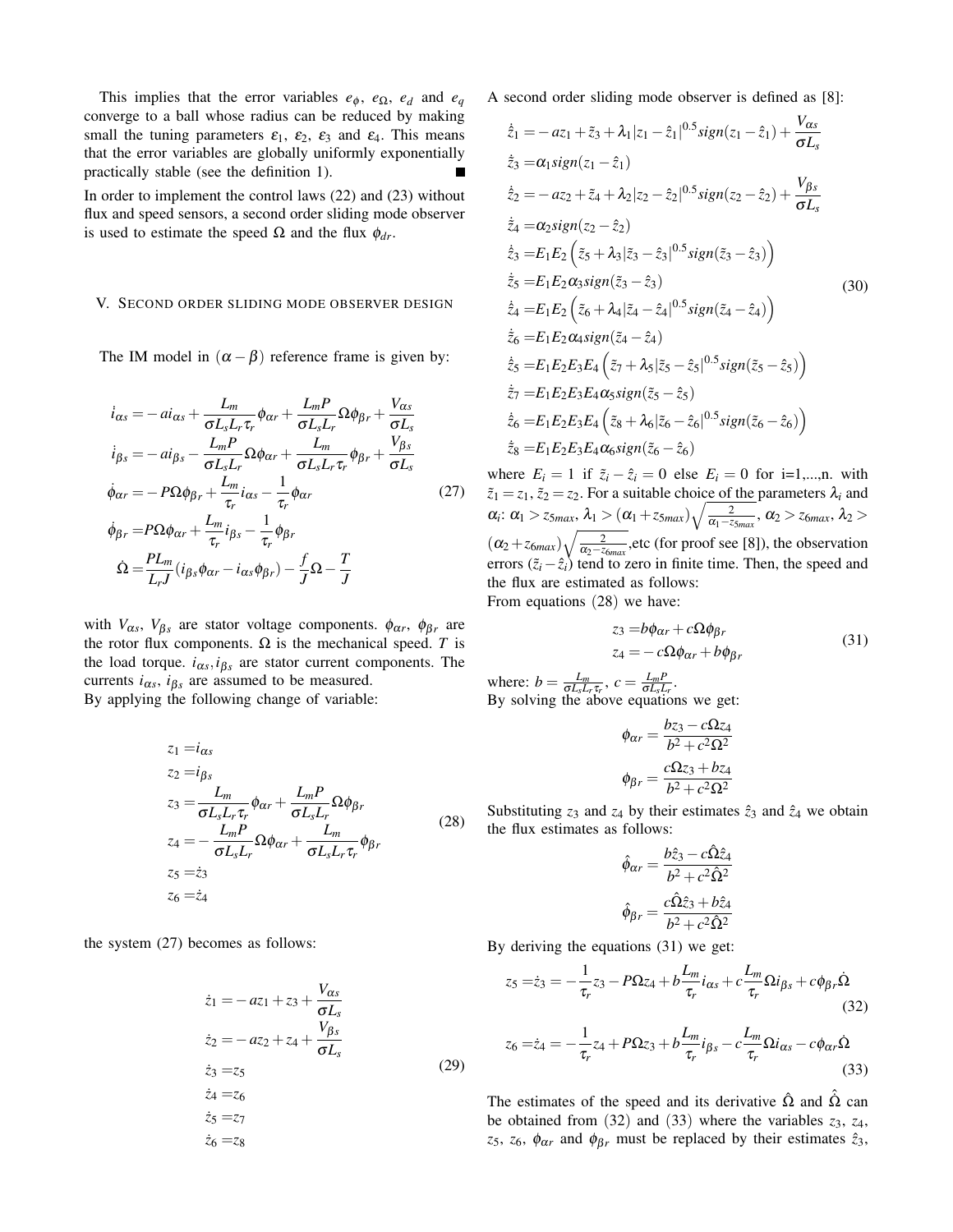This implies that the error variables $e_\phi$, $e_\Omega$, $e_d$ and $e_q$ converge to a ball whose radius can be reduced by making small the tuning parameters $\varepsilon_1$, $\varepsilon_2$, $\varepsilon_3$ and $\varepsilon_4$. This means that the error variables are globally uniformly exponentially practically stable (see the definition 1). ■

In order to implement the control laws (22) and (23) without flux and speed sensors, a second order sliding mode observer is used to estimate the speed $\Omega$ and the flux $\phi_{dr}$.

## V. Second order sliding mode observer design

The IM model in $(\alpha-\beta)$ reference frame is given by:

$$
\begin{aligned}
\dot{i}_{\alpha s} &= -ai_{\alpha s} + \frac{L_m}{\sigma L_s L_r \tau_r}\phi_{\alpha r} + \frac{L_m P}{\sigma L_s L_r}\Omega\phi_{\beta r} + \frac{V_{\alpha s}}{\sigma L_s} \\
\dot{i}_{\beta s} &= -ai_{\beta s} - \frac{L_m P}{\sigma L_s L_r}\Omega\phi_{\alpha r} + \frac{L_m}{\sigma L_s L_r \tau_r}\phi_{\beta r} + \frac{V_{\beta s}}{\sigma L_s} \\
\dot{\phi}_{\alpha r} &= -P\Omega\phi_{\beta r} + \frac{L_m}{\tau_r}i_{\alpha s} - \frac{1}{\tau_r}\phi_{\alpha r} \\
\dot{\phi}_{\beta r} &= P\Omega\phi_{\alpha r} + \frac{L_m}{\tau_r}i_{\beta s} - \frac{1}{\tau_r}\phi_{\beta r} \\
\dot{\Omega} &= \frac{PL_m}{L_r J}(i_{\beta s}\phi_{\alpha r} - i_{\alpha s}\phi_{\beta r}) - \frac{f}{J}\Omega - \frac{T}{J}
\end{aligned}
\tag{27}
$$

with $V_{\alpha s}$, $V_{\beta s}$ are stator voltage components. $\phi_{\alpha r}$, $\phi_{\beta r}$ are the rotor flux components. $\Omega$ is the mechanical speed. $T$ is the load torque. $i_{\alpha s}, i_{\beta s}$ are stator current components. The currents $i_{\alpha s}$, $i_{\beta s}$ are assumed to be measured.
By applying the following change of variable:

$$
\begin{aligned}
z_1 &= i_{\alpha s} \\
z_2 &= i_{\beta s} \\
z_3 &= \frac{L_m}{\sigma L_s L_r \tau_r}\phi_{\alpha r} + \frac{L_m P}{\sigma L_s L_r}\Omega\phi_{\beta r} \\
z_4 &= -\frac{L_m P}{\sigma L_s L_r}\Omega\phi_{\alpha r} + \frac{L_m}{\sigma L_s L_r \tau_r}\phi_{\beta r} \\
z_5 &= \dot{z}_3 \\
z_6 &= \dot{z}_4
\end{aligned}
\tag{28}
$$

the system (27) becomes as follows:

$$
\begin{aligned}
\dot{z}_1 &= -az_1 + z_3 + \frac{V_{\alpha s}}{\sigma L_s} \\
\dot{z}_2 &= -az_2 + z_4 + \frac{V_{\beta s}}{\sigma L_s} \\
\dot{z}_3 &= z_5 \\
\dot{z}_4 &= z_6 \\
\dot{z}_5 &= z_7 \\
\dot{z}_6 &= z_8
\end{aligned}
\tag{29}
$$

A second order sliding mode observer is defined as [8]:

$$
\begin{aligned}
\dot{\hat{z}}_1 &= -az_1 + \tilde{z}_3 + \lambda_1|z_1-\hat{z}_1|^{0.5}sign(z_1-\hat{z}_1) + \frac{V_{\alpha s}}{\sigma L_s} \\
\dot{\tilde{z}}_3 &= \alpha_1 sign(z_1-\hat{z}_1) \\
\dot{\hat{z}}_2 &= -az_2 + \tilde{z}_4 + \lambda_2|z_2-\hat{z}_2|^{0.5}sign(z_2-\hat{z}_2) + \frac{V_{\beta s}}{\sigma L_s} \\
\dot{\tilde{z}}_4 &= \alpha_2 sign(z_2-\hat{z}_2) \\
\dot{\hat{z}}_3 &= E_1E_2\left(\tilde{z}_5 + \lambda_3|\tilde{z}_3-\hat{z}_3|^{0.5}sign(\tilde{z}_3-\hat{z}_3)\right) \\
\dot{\tilde{z}}_5 &= E_1E_2\alpha_3 sign(\tilde{z}_3-\hat{z}_3) \\
\dot{\hat{z}}_4 &= E_1E_2\left(\tilde{z}_6 + \lambda_4|\tilde{z}_4-\hat{z}_4|^{0.5}sign(\tilde{z}_4-\hat{z}_4)\right) \\
\dot{\tilde{z}}_6 &= E_1E_2\alpha_4 sign(\tilde{z}_4-\hat{z}_4) \\
\dot{\hat{z}}_5 &= E_1E_2E_3E_4\left(\tilde{z}_7 + \lambda_5|\tilde{z}_5-\hat{z}_5|^{0.5}sign(\tilde{z}_5-\hat{z}_5)\right) \\
\dot{\tilde{z}}_7 &= E_1E_2E_3E_4\alpha_5 sign(\tilde{z}_5-\hat{z}_5) \\
\dot{\hat{z}}_6 &= E_1E_2E_3E_4\left(\tilde{z}_8 + \lambda_6|\tilde{z}_6-\hat{z}_6|^{0.5}sign(\tilde{z}_6-\hat{z}_6)\right) \\
\dot{\tilde{z}}_8 &= E_1E_2E_3E_4\alpha_6 sign(\tilde{z}_6-\hat{z}_6)
\end{aligned}
\tag{30}
$$

where $E_i = 1$ if $\tilde{z}_i - \hat{z}_i = 0$ else $E_i = 0$ for i=1,...,n. with $\tilde{z}_1 = z_1$, $\tilde{z}_2 = z_2$. For a suitable choice of the parameters $\lambda_i$ and $\alpha_i$: $\alpha_1 > z_{5max}$, $\lambda_1 > (\alpha_1 + z_{5max})\sqrt{\frac{2}{\alpha_1 - z_{5max}}}$, $\alpha_2 > z_{6max}$, $\lambda_2 > (\alpha_2 + z_{6max})\sqrt{\frac{2}{\alpha_2 - z_{6max}}}$,etc (for proof see [8]), the observation errors $(\tilde{z}_i - \hat{z}_i)$ tend to zero in finite time. Then, the speed and the flux are estimated as follows:
From equations (28) we have:

$$
\begin{aligned}
z_3 &= b\phi_{\alpha r} + c\Omega\phi_{\beta r} \\
z_4 &= -c\Omega\phi_{\alpha r} + b\phi_{\beta r}
\end{aligned}
\tag{31}
$$

where: $b = \frac{L_m}{\sigma L_s L_r \tau_r}$, $c = \frac{L_m P}{\sigma L_s L_r}$.
By solving the above equations we get:

$$
\phi_{\alpha r} = \frac{bz_3 - c\Omega z_4}{b^2 + c^2\Omega^2}
$$

$$
\phi_{\beta r} = \frac{c\Omega z_3 + bz_4}{b^2 + c^2\Omega^2}
$$

Substituting $z_3$ and $z_4$ by their estimates $\hat{z}_3$ and $\hat{z}_4$ we obtain the flux estimates as follows:

$$
\hat{\phi}_{\alpha r} = \frac{b\hat{z}_3 - c\hat{\Omega}\hat{z}_4}{b^2 + c^2\hat{\Omega}^2}
$$

$$
\hat{\phi}_{\beta r} = \frac{c\hat{\Omega}\hat{z}_3 + b\hat{z}_4}{b^2 + c^2\hat{\Omega}^2}
$$

By deriving the equations (31) we get:

$$
z_5 = \dot{z}_3 = -\frac{1}{\tau_r}z_3 - P\Omega z_4 + b\frac{L_m}{\tau_r}i_{\alpha s} + c\frac{L_m}{\tau_r}\Omega i_{\beta s} + c\phi_{\beta r}\dot{\Omega}
\tag{32}
$$

$$
z_6 = \dot{z}_4 = -\frac{1}{\tau_r}z_4 + P\Omega z_3 + b\frac{L_m}{\tau_r}i_{\beta s} - c\frac{L_m}{\tau_r}\Omega i_{\alpha s} - c\phi_{\alpha r}\dot{\Omega}
\tag{33}
$$

The estimates of the speed and its derivative $\hat{\Omega}$ and $\dot{\hat{\Omega}}$ can be obtained from (32) and (33) where the variables $z_3$, $z_4$, $z_5$, $z_6$, $\phi_{\alpha r}$ and $\phi_{\beta r}$ must be replaced by their estimates $\hat{z}_3$,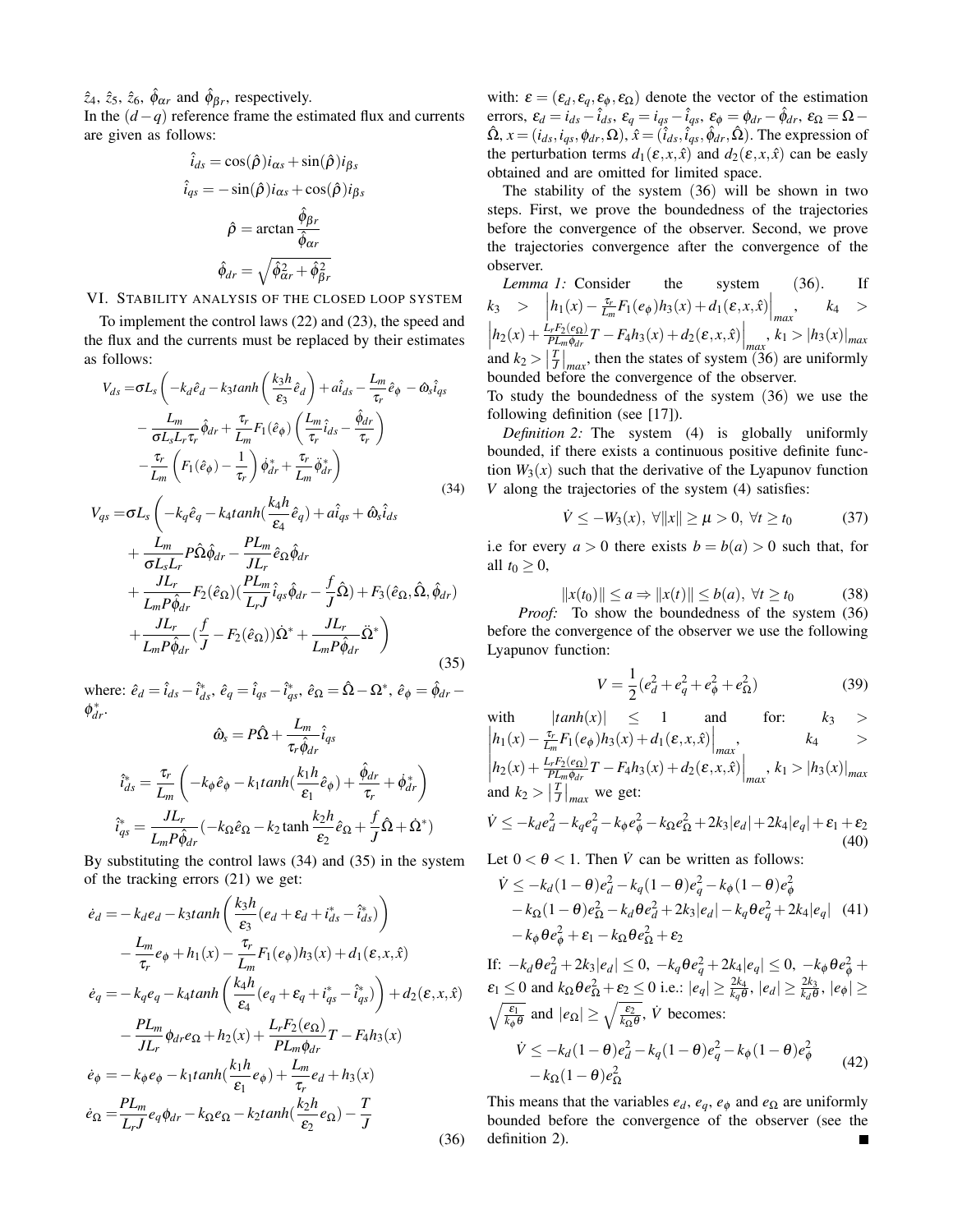$\hat{z}_4$, $\hat{z}_5$, $\hat{z}_6$, $\hat{\phi}_{\alpha r}$ and $\hat{\phi}_{\beta r}$, respectively.

In the $(d-q)$ reference frame the estimated flux and currents are given as follows:

$$\hat{i}_{ds} = \cos(\hat{\rho})i_{\alpha s} + \sin(\hat{\rho})i_{\beta s}$$

$$\hat{i}_{qs} = -\sin(\hat{\rho})i_{\alpha s} + \cos(\hat{\rho})i_{\beta s}$$

$$\hat{\rho} = \arctan\frac{\hat{\phi}_{\beta r}}{\hat{\phi}_{\alpha r}}$$

$$\hat{\phi}_{dr} = \sqrt{\hat{\phi}_{\alpha r}^2 + \hat{\phi}_{\beta r}^2}$$

## VI. Stability analysis of the closed loop system

To implement the control laws (22) and (23), the speed and the flux and the currents must be replaced by their estimates as follows:

$$\begin{aligned}V_{ds} =& \sigma L_s\left(-k_d\hat{e}_d - k_3 tanh\left(\frac{k_3 h}{\varepsilon_3}\hat{e}_d\right) + a\hat{i}_{ds} - \frac{L_m}{\tau_r}\hat{e}_\phi - \hat{\omega}_s\hat{i}_{qs}\right.\\ &- \frac{L_m}{\sigma L_s L_r \tau_r}\hat{\phi}_{dr} + \frac{\tau_r}{L_m}F_1(\hat{e}_\phi)\left(\frac{L_m}{\tau_r}\hat{i}_{ds} - \frac{\hat{\phi}_{dr}}{\tau_r}\right)\\ &\left.- \frac{\tau_r}{L_m}\left(F_1(\hat{e}_\phi) - \frac{1}{\tau_r}\right)\dot{\phi}^*_{dr} + \frac{\tau_r}{L_m}\ddot{\phi}^*_{dr}\right)\end{aligned} \quad (34)$$

$$\begin{aligned}V_{qs} =& \sigma L_s\left(-k_q\hat{e}_q - k_4 tanh(\frac{k_4 h}{\varepsilon_4}\hat{e}_q) + a\hat{i}_{qs} + \hat{\omega}_s\hat{i}_{ds}\right.\\ &+ \frac{L_m}{\sigma L_s L_r}P\hat{\Omega}\hat{\phi}_{dr} - \frac{PL_m}{JL_r}\hat{e}_\Omega\hat{\phi}_{dr}\\ &+ \frac{JL_r}{L_m P\hat{\phi}_{dr}}F_2(\hat{e}_\Omega)(\frac{PL_m}{L_r J}\hat{i}_{qs}\hat{\phi}_{dr} - \frac{f}{J}\hat{\Omega}) + F_3(\hat{e}_\Omega, \hat{\Omega}, \hat{\phi}_{dr})\\ &\left.+ \frac{JL_r}{L_m P\hat{\phi}_{dr}}(\frac{f}{J} - F_2(\hat{e}_\Omega))\dot{\Omega}^* + \frac{JL_r}{L_m P\hat{\phi}_{dr}}\ddot{\Omega}^*\right)\end{aligned} \quad (35)$$

where: $\hat{e}_d = \hat{i}_{ds} - \hat{i}^*_{ds}$, $\hat{e}_q = \hat{i}_{qs} - \hat{i}^*_{qs}$, $\hat{e}_\Omega = \hat{\Omega} - \Omega^*$, $\hat{e}_\phi = \hat{\phi}_{dr} - \phi^*_{dr}$.

$$\hat{\omega}_s = P\hat{\Omega} + \frac{L_m}{\tau_r\hat{\phi}_{dr}}\hat{i}_{qs}$$

$$\hat{i}^*_{ds} = \frac{\tau_r}{L_m}\left(-k_\phi\hat{e}_\phi - k_1 tanh(\frac{k_1 h}{\varepsilon_1}\hat{e}_\phi) + \frac{\hat{\phi}_{dr}}{\tau_r} + \dot{\phi}^*_{dr}\right)$$

$$\hat{i}^*_{qs} = \frac{JL_r}{L_m P\hat{\phi}_{dr}}(-k_\Omega\hat{e}_\Omega - k_2\tanh\frac{k_2 h}{\varepsilon_2}\hat{e}_\Omega + \frac{f}{J}\hat{\Omega} + \dot{\Omega}^*)$$

By substituting the control laws (34) and (35) in the system of the tracking errors (21) we get:

$$\begin{aligned}\dot{e}_d =& -k_d e_d - k_3 tanh\left(\frac{k_3 h}{\varepsilon_3}(e_d + \varepsilon_d + i^*_{ds} - \hat{i}^*_{ds})\right)\\ &- \frac{L_m}{\tau_r}e_\phi + h_1(x) - \frac{\tau_r}{L_m}F_1(e_\phi)h_3(x) + d_1(\varepsilon, x, \hat{x})\\ \dot{e}_q =& -k_q e_q - k_4 tanh\left(\frac{k_4 h}{\varepsilon_4}(e_q + \varepsilon_q + i^*_{qs} - \hat{i}^*_{qs})\right) + d_2(\varepsilon, x, \hat{x})\\ &- \frac{PL_m}{JL_r}\phi_{dr}e_\Omega + h_2(x) + \frac{L_r F_2(e_\Omega)}{PL_m\phi_{dr}}T - F_4 h_3(x)\\ \dot{e}_\phi =& -k_\phi e_\phi - k_1 tanh(\frac{k_1 h}{\varepsilon_1}e_\phi) + \frac{L_m}{\tau_r}e_d + h_3(x)\\ \dot{e}_\Omega =& \frac{PL_m}{L_r J}e_q\phi_{dr} - k_\Omega e_\Omega - k_2 tanh(\frac{k_2 h}{\varepsilon_2}e_\Omega) - \frac{T}{J}\end{aligned} \quad (36)$$

with: $\varepsilon = (\varepsilon_d, \varepsilon_q, \varepsilon_\phi, \varepsilon_\Omega)$ denote the vector of the estimation errors, $\varepsilon_d = i_{ds} - \hat{i}_{ds}$, $\varepsilon_q = i_{qs} - \hat{i}_{qs}$, $\varepsilon_\phi = \phi_{dr} - \hat{\phi}_{dr}$, $\varepsilon_\Omega = \Omega - \hat{\Omega}$, $x = (i_{ds}, i_{qs}, \phi_{dr}, \Omega)$, $\hat{x} = (\hat{i}_{ds}, \hat{i}_{qs}, \hat{\phi}_{dr}, \hat{\Omega})$. The expression of the perturbation terms $d_1(\varepsilon, x, \hat{x})$ and $d_2(\varepsilon, x, \hat{x})$ can be easly obtained and are omitted for limited space.

The stability of the system (36) will be shown in two steps. First, we prove the boundedness of the trajectories before the convergence of the observer. Second, we prove the trajectories convergence after the convergence of the observer.

*Lemma 1:* Consider the system (36). If $k_3 > \left|h_1(x) - \frac{\tau_r}{L_m}F_1(e_\phi)h_3(x) + d_1(\varepsilon, x, \hat{x})\right|_{max}$, $k_4 > \left|h_2(x) + \frac{L_r F_2(e_\Omega)}{PL_m\phi_{dr}}T - F_4 h_3(x) + d_2(\varepsilon, x, \hat{x})\right|_{max}$, $k_1 > |h_3(x)|_{max}$ and $k_2 > \left|\frac{T}{J}\right|_{max}$, then the states of system (36) are uniformly bounded before the convergence of the observer.

To study the boundedness of the system (36) we use the following definition (see [17]).

*Definition 2:* The system (4) is globally uniformly bounded, if there exists a continuous positive definite function $W_3(x)$ such that the derivative of the Lyapunov function $V$ along the trajectories of the system (4) satisfies:

$$\dot{V} \leq -W_3(x),\ \forall \|x\| \geq \mu > 0,\ \forall t \geq t_0 \quad (37)$$

i.e for every $a > 0$ there exists $b = b(a) > 0$ such that, for all $t_0 \geq 0$,

$$\|x(t_0)\| \leq a \Rightarrow \|x(t)\| \leq b(a),\ \forall t \geq t_0 \quad (38)$$

*Proof:* To show the boundedness of the system (36) before the convergence of the observer we use the following Lyapunov function:

$$V = \frac{1}{2}(e_d^2 + e_q^2 + e_\phi^2 + e_\Omega^2) \quad (39)$$

with $|tanh(x)| \leq 1$ and for: $k_3 > \left|h_1(x) - \frac{\tau_r}{L_m}F_1(e_\phi)h_3(x) + d_1(\varepsilon, x, \hat{x})\right|_{max}$, $k_4 > \left|h_2(x) + \frac{L_r F_2(e_\Omega)}{PL_m\phi_{dr}}T - F_4 h_3(x) + d_2(\varepsilon, x, \hat{x})\right|_{max}$, $k_1 > |h_3(x)|_{max}$ and $k_2 > \left|\frac{T}{J}\right|_{max}$ we get:

$$\dot{V} \leq -k_d e_d^2 - k_q e_q^2 - k_\phi e_\phi^2 - k_\Omega e_\Omega^2 + 2k_3|e_d| + 2k_4|e_q| + \varepsilon_1 + \varepsilon_2 \quad (40)$$

Let $0 < \theta < 1$. Then $\dot{V}$ can be written as follows:

$$\begin{aligned}\dot{V} \leq& -k_d(1-\theta)e_d^2 - k_q(1-\theta)e_q^2 - k_\phi(1-\theta)e_\phi^2\\ &- k_\Omega(1-\theta)e_\Omega^2 - k_d\theta e_d^2 + 2k_3|e_d| - k_q\theta e_q^2 + 2k_4|e_q|\\ &- k_\phi\theta e_\phi^2 + \varepsilon_1 - k_\Omega\theta e_\Omega^2 + \varepsilon_2\end{aligned} \quad (41)$$

If: $-k_d\theta e_d^2 + 2k_3|e_d| \leq 0$, $-k_q\theta e_q^2 + 2k_4|e_q| \leq 0$, $-k_\phi\theta e_\phi^2 + \varepsilon_1 \leq 0$ and $k_\Omega\theta e_\Omega^2 + \varepsilon_2 \leq 0$ i.e.: $|e_q| \geq \frac{2k_4}{k_q\theta}$, $|e_d| \geq \frac{2k_3}{k_d\theta}$, $|e_\phi| \geq \sqrt{\frac{\varepsilon_1}{k_\phi\theta}}$ and $|e_\Omega| \geq \sqrt{\frac{\varepsilon_2}{k_\Omega\theta}}$, $\dot{V}$ becomes:

$$\begin{aligned}\dot{V} \leq& -k_d(1-\theta)e_d^2 - k_q(1-\theta)e_q^2 - k_\phi(1-\theta)e_\phi^2\\ &- k_\Omega(1-\theta)e_\Omega^2\end{aligned} \quad (42)$$

This means that the variables $e_d$, $e_q$, $e_\phi$ and $e_\Omega$ are uniformly bounded before the convergence of the observer (see the definition 2). ∎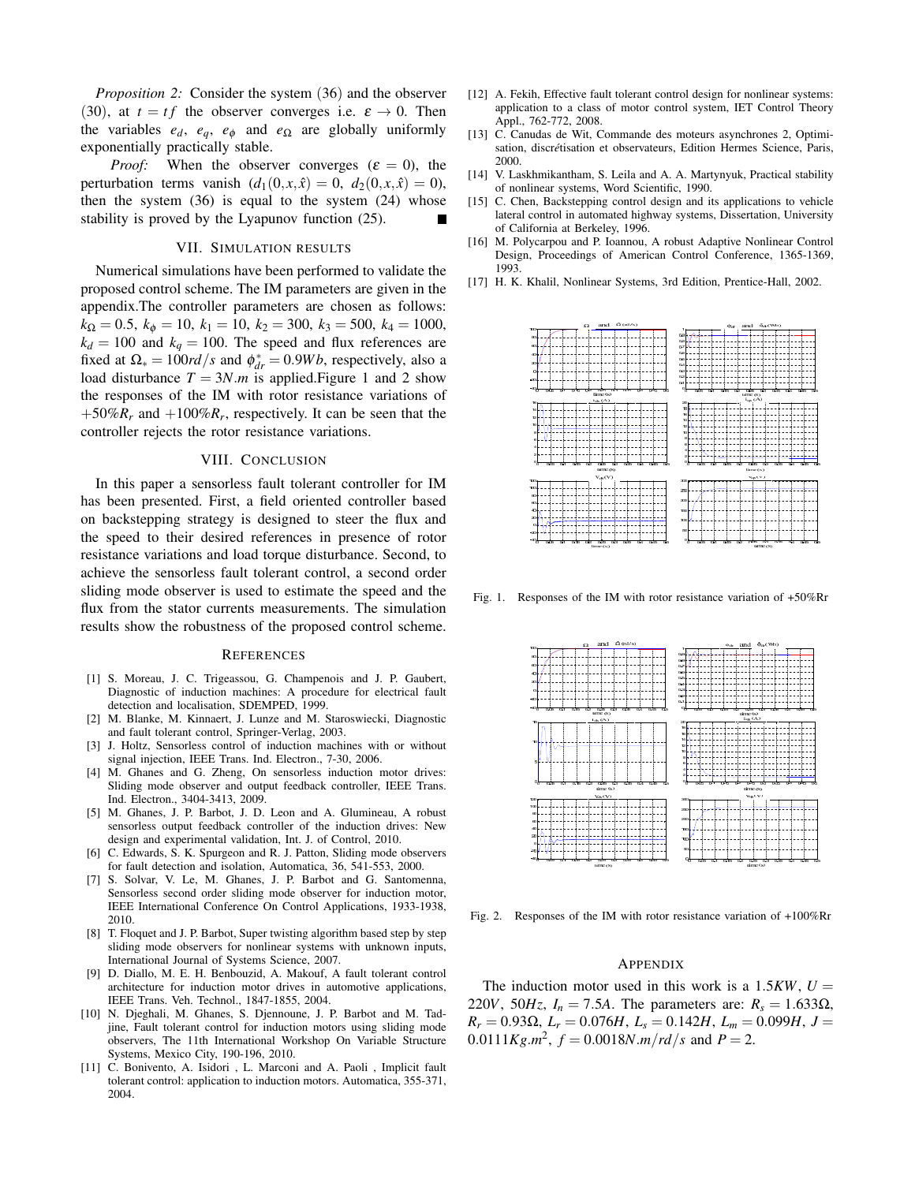*Proposition 2:* Consider the system (36) and the observer (30), at $t = tf$ the observer converges i.e. $\varepsilon \to 0$. Then the variables $e_d$, $e_q$, $e_\phi$ and $e_\Omega$ are globally uniformly exponentially practically stable.

*Proof:* When the observer converges ($\varepsilon = 0$), the perturbation terms vanish ($d_1(0,x,\hat{x}) = 0$, $d_2(0,x,\hat{x}) = 0$), then the system (36) is equal to the system (24) whose stability is proved by the Lyapunov function (25). ■

## VII. Simulation Results

Numerical simulations have been performed to validate the proposed control scheme. The IM parameters are given in the appendix.The controller parameters are chosen as follows: $k_\Omega = 0.5$, $k_\phi = 10$, $k_1 = 10$, $k_2 = 300$, $k_3 = 500$, $k_4 = 1000$, $k_d = 100$ and $k_q = 100$. The speed and flux references are fixed at $\Omega_* = 100rd/s$ and $\phi^*_{dr} = 0.9Wb$, respectively, also a load disturbance $T = 3N.m$ is applied.Figure 1 and 2 show the responses of the IM with rotor resistance variations of $+50\%R_r$ and $+100\%R_r$, respectively. It can be seen that the controller rejects the rotor resistance variations.

## VIII. Conclusion

In this paper a sensorless fault tolerant controller for IM has been presented. First, a field oriented controller based on backstepping strategy is designed to steer the flux and the speed to their desired references in presence of rotor resistance variations and load torque disturbance. Second, to achieve the sensorless fault tolerant control, a second order sliding mode observer is used to estimate the speed and the flux from the stator currents measurements. The simulation results show the robustness of the proposed control scheme.

## References

[1] S. Moreau, J. C. Trigeassou, G. Champenois and J. P. Gaubert, Diagnostic of induction machines: A procedure for electrical fault detection and localisation, SDEMPED, 1999.

[2] M. Blanke, M. Kinnaert, J. Lunze and M. Staroswiecki, Diagnostic and fault tolerant control, Springer-Verlag, 2003.

[3] J. Holtz, Sensorless control of induction machines with or without signal injection, IEEE Trans. Ind. Electron., 7-30, 2006.

[4] M. Ghanes and G. Zheng, On sensorless induction motor drives: Sliding mode observer and output feedback controller, IEEE Trans. Ind. Electron., 3404-3413, 2009.

[5] M. Ghanes, J. P. Barbot, D. Leon and A. Glumineau, A robust sensorless output feedback controller of the induction drives: New design and experimental validation, Int. J. of Control, 2010.

[6] C. Edwards, S. K. Spurgeon and R. J. Patton, Sliding mode observers for fault detection and isolation, Automatica, 36, 541-553, 2000.

[7] S. Solvar, V. Le, M. Ghanes, J. P. Barbot and G. Santomenna, Sensorless second order sliding mode observer for induction motor, IEEE International Conference On Control Applications, 1933-1938, 2010.

[8] T. Floquet and J. P. Barbot, Super twisting algorithm based step by step sliding mode observers for nonlinear systems with unknown inputs, International Journal of Systems Science, 2007.

[9] D. Diallo, M. E. H. Benbouzid, A. Makouf, A fault tolerant control architecture for induction motor drives in automotive applications, IEEE Trans. Veh. Technol., 1847-1855, 2004.

[10] N. Djeghali, M. Ghanes, S. Djennoune, J. P. Barbot and M. Tadjine, Fault tolerant control for induction motors using sliding mode observers, The 11th International Workshop On Variable Structure Systems, Mexico City, 190-196, 2010.

[11] C. Bonivento, A. Isidori , L. Marconi and A. Paoli , Implicit fault tolerant control: application to induction motors. Automatica, 355-371, 2004.

[12] A. Fekih, Effective fault tolerant control design for nonlinear systems: application to a class of motor control system, IET Control Theory Appl., 762-772, 2008.

[13] C. Canudas de Wit, Commande des moteurs asynchrones 2, Optimisation, discrétisation et observateurs, Edition Hermes Science, Paris, 2000.

[14] V. Laskhmikantham, S. Leila and A. A. Martynyuk, Practical stability of nonlinear systems, Word Scientific, 1990.

[15] C. Chen, Backstepping control design and its applications to vehicle lateral control in automated highway systems, Dissertation, University of California at Berkeley, 1996.

[16] M. Polycarpou and P. Ioannou, A robust Adaptive Nonlinear Control Design, Proceedings of American Control Conference, 1365-1369, 1993.

[17] H. K. Khalil, Nonlinear Systems, 3rd Edition, Prentice-Hall, 2002.

Fig. 1. Responses of the IM with rotor resistance variation of +50%Rr

Fig. 2. Responses of the IM with rotor resistance variation of +100%Rr

## Appendix

The induction motor used in this work is a $1.5KW$, $U = 220V$, $50Hz$, $I_n = 7.5A$. The parameters are: $R_s = 1.633\Omega$, $R_r = 0.93\Omega$, $L_r = 0.076H$, $L_s = 0.142H$, $L_m = 0.099H$, $J = 0.0111Kg.m^2$, $f = 0.0018N.m/rd/s$ and $P = 2$.